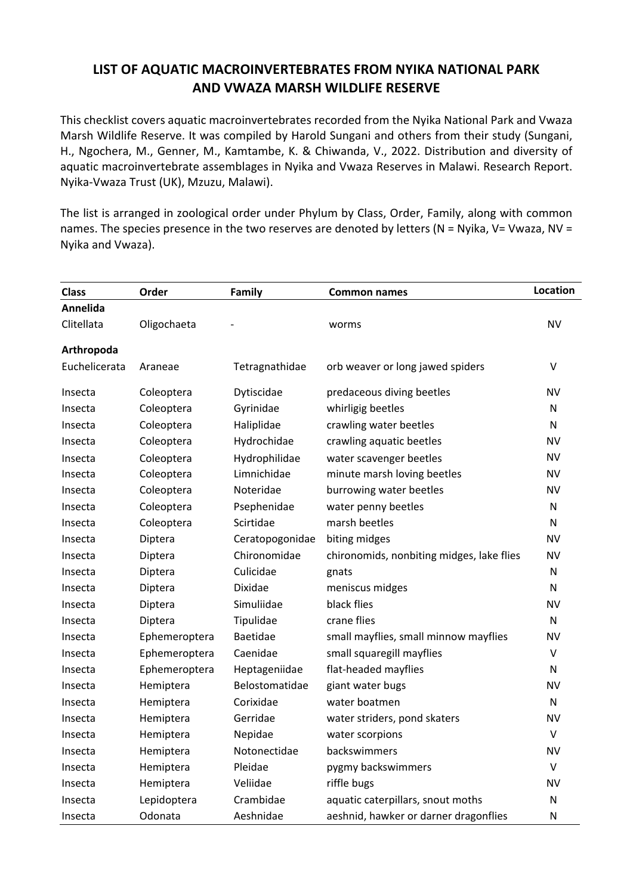# LIST OF AQUATIC MACROINVERTEBRATES FROM NYIKA NATIONAL PARK AND VWAZA MARSH WILDLIFE RESERVE

This checklist covers aquatic macroinvertebrates recorded from the Nyika National Park and Vwaza Marsh Wildlife Reserve. It was compiled by Harold Sungani and others from their study (Sungani, H., Ngochera, M., Genner, M., Kamtambe, K. & Chiwanda, V., 2022. Distribution and diversity of aquatic macroinvertebrate assemblages in Nyika and Vwaza Reserves in Malawi. Research Report. Nyika-Vwaza Trust (UK), Mzuzu, Malawi).

The list is arranged in zoological order under Phylum by Class, Order, Family, along with common names. The species presence in the two reserves are denoted by letters (N = Nyika, V= Vwaza, NV = Nyika and Vwaza).

| Class | Order | Family | Common names | Location |
|---|---|---|---|---|
| **Annelida** | | | | |
| Clitellata | Oligochaeta | - | worms | NV |
| **Arthropoda** | | | | |
| Euchelicerata | Araneae | Tetragnathidae | orb weaver or long jawed spiders | V |
| Insecta | Coleoptera | Dytiscidae | predaceous diving beetles | NV |
| Insecta | Coleoptera | Gyrinidae | whirligig beetles | N |
| Insecta | Coleoptera | Haliplidae | crawling water beetles | N |
| Insecta | Coleoptera | Hydrochidae | crawling aquatic beetles | NV |
| Insecta | Coleoptera | Hydrophilidae | water scavenger beetles | NV |
| Insecta | Coleoptera | Limnichidae | minute marsh loving beetles | NV |
| Insecta | Coleoptera | Noteridae | burrowing water beetles | NV |
| Insecta | Coleoptera | Psephenidae | water penny beetles | N |
| Insecta | Coleoptera | Scirtidae | marsh beetles | N |
| Insecta | Diptera | Ceratopogonidae | biting midges | NV |
| Insecta | Diptera | Chironomidae | chironomids, nonbiting midges, lake flies | NV |
| Insecta | Diptera | Culicidae | gnats | N |
| Insecta | Diptera | Dixidae | meniscus midges | N |
| Insecta | Diptera | Simuliidae | black flies | NV |
| Insecta | Diptera | Tipulidae | crane flies | N |
| Insecta | Ephemeroptera | Baetidae | small mayflies, small minnow mayflies | NV |
| Insecta | Ephemeroptera | Caenidae | small squaregill mayflies | V |
| Insecta | Ephemeroptera | Heptageniidae | flat-headed mayflies | N |
| Insecta | Hemiptera | Belostomatidae | giant water bugs | NV |
| Insecta | Hemiptera | Corixidae | water boatmen | N |
| Insecta | Hemiptera | Gerridae | water striders, pond skaters | NV |
| Insecta | Hemiptera | Nepidae | water scorpions | V |
| Insecta | Hemiptera | Notonectidae | backswimmers | NV |
| Insecta | Hemiptera | Pleidae | pygmy backswimmers | V |
| Insecta | Hemiptera | Veliidae | riffle bugs | NV |
| Insecta | Lepidoptera | Crambidae | aquatic caterpillars, snout moths | N |
| Insecta | Odonata | Aeshnidae | aeshnid, hawker or darner dragonflies | N |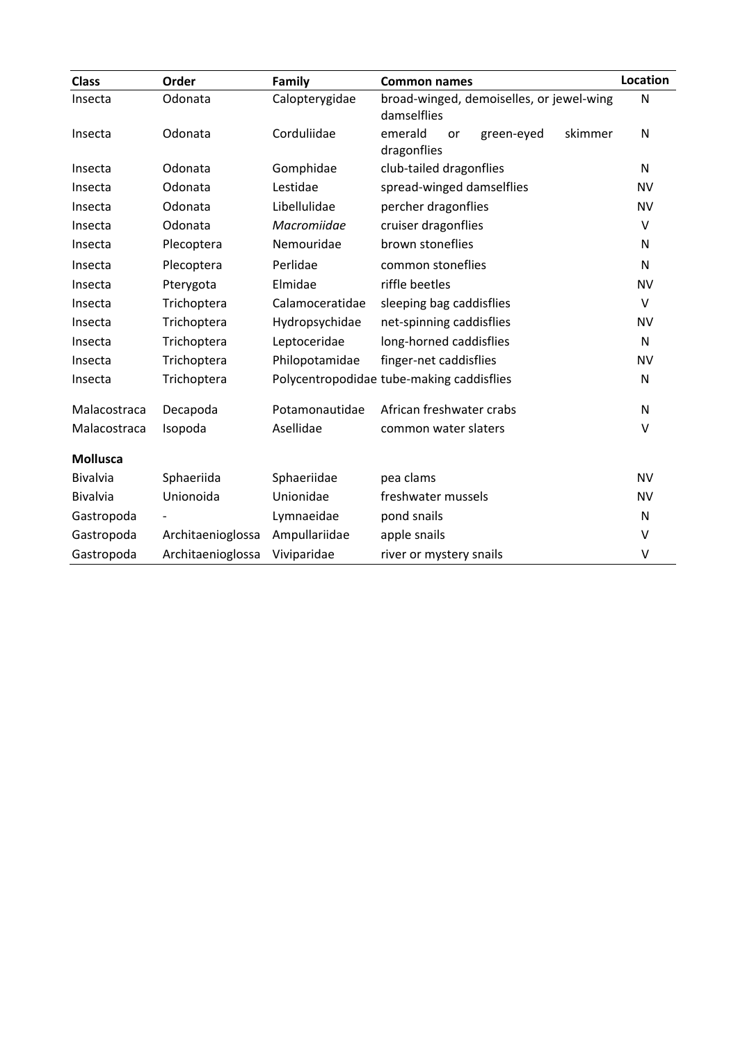| Class | Order | Family | Common names | Location |
|---|---|---|---|---|
| Insecta | Odonata | Calopterygidae | broad-winged, demoiselles, or jewel-wing damselflies | N |
| Insecta | Odonata | Corduliidae | emerald or green-eyed skimmer dragonflies | N |
| Insecta | Odonata | Gomphidae | club-tailed dragonflies | N |
| Insecta | Odonata | Lestidae | spread-winged damselflies | NV |
| Insecta | Odonata | Libellulidae | percher dragonflies | NV |
| Insecta | Odonata | *Macromiidae* | cruiser dragonflies | V |
| Insecta | Plecoptera | Nemouridae | brown stoneflies | N |
| Insecta | Plecoptera | Perlidae | common stoneflies | N |
| Insecta | Pterygota | Elmidae | riffle beetles | NV |
| Insecta | Trichoptera | Calamoceratidae | sleeping bag caddisflies | V |
| Insecta | Trichoptera | Hydropsychidae | net-spinning caddisflies | NV |
| Insecta | Trichoptera | Leptoceridae | long-horned caddisflies | N |
| Insecta | Trichoptera | Philopotamidae | finger-net caddisflies | NV |
| Insecta | Trichoptera | Polycentropodidae | tube-making caddisflies | N |
| Malacostraca | Decapoda | Potamonautidae | African freshwater crabs | N |
| Malacostraca | Isopoda | Asellidae | common water slaters | V |
| **Mollusca** | | | | |
| Bivalvia | Sphaeriida | Sphaeriidae | pea clams | NV |
| Bivalvia | Unionoida | Unionidae | freshwater mussels | NV |
| Gastropoda | - | Lymnaeidae | pond snails | N |
| Gastropoda | Architaenioglossa | Ampullariidae | apple snails | V |
| Gastropoda | Architaenioglossa | Viviparidae | river or mystery snails | V |